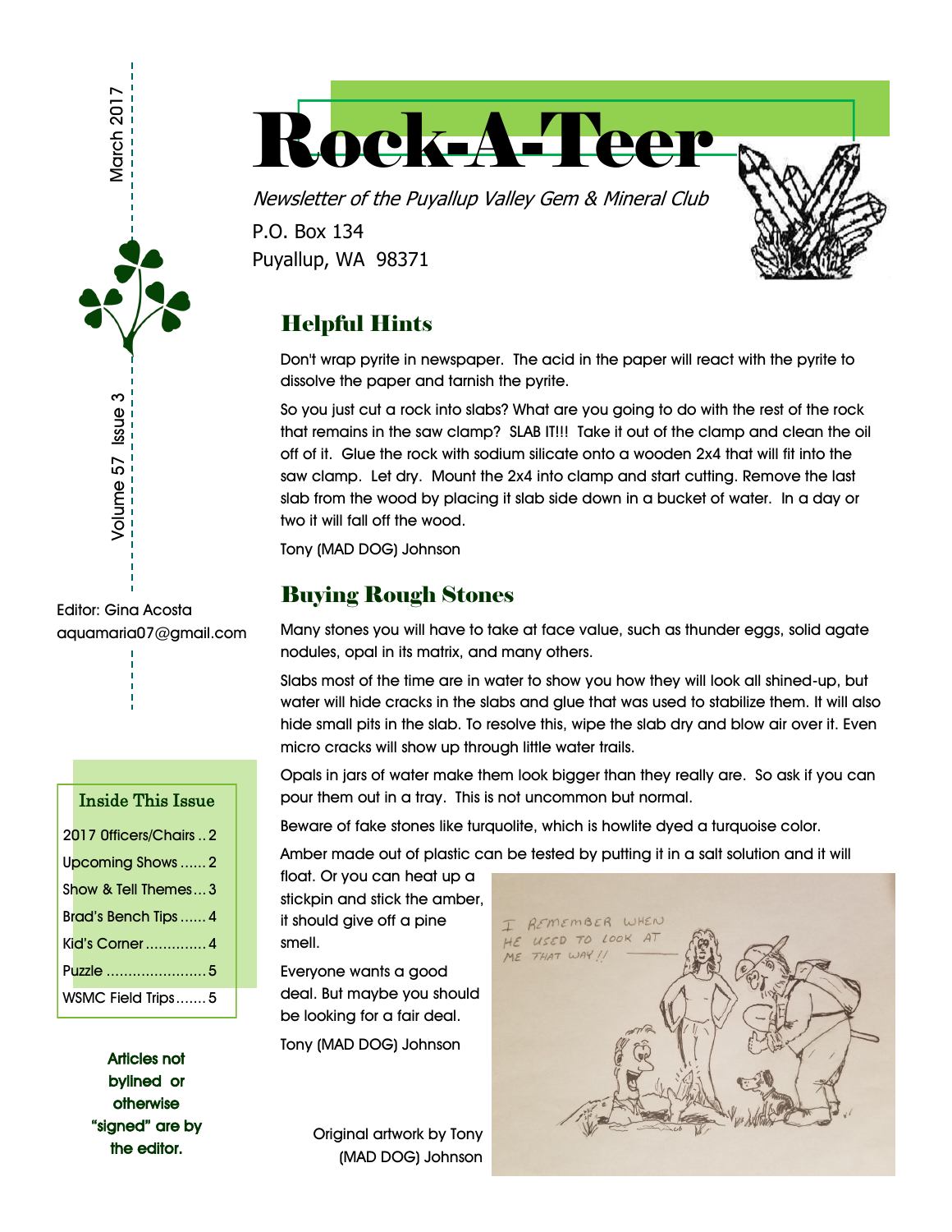# Rock-A-Teer

*Newsletter of the Puyallup Valley Gem & Mineral Club*

P.O. Box 134
Puyallup, WA 98371

March 2017

Volume 57 Issue 3

Editor: Gina Acosta
aquamaria07@gmail.com

| Inside This Issue | |
|---|---|
| 2017 Officers/Chairs | 2 |
| Upcoming Shows | 2 |
| Show & Tell Themes | 3 |
| Brad's Bench Tips | 4 |
| Kid's Corner | 4 |
| Puzzle | 5 |
| WSMC Field Trips | 5 |

**Articles not bylined or otherwise "signed" are by the editor.**

## Helpful Hints

Don't wrap pyrite in newspaper. The acid in the paper will react with the pyrite to dissolve the paper and tarnish the pyrite.

So you just cut a rock into slabs? What are you going to do with the rest of the rock that remains in the saw clamp? SLAB IT!!! Take it out of the clamp and clean the oil off of it. Glue the rock with sodium silicate onto a wooden 2x4 that will fit into the saw clamp. Let dry. Mount the 2x4 into clamp and start cutting. Remove the last slab from the wood by placing it slab side down in a bucket of water. In a day or two it will fall off the wood.

Tony (MAD DOG) Johnson

## Buying Rough Stones

Many stones you will have to take at face value, such as thunder eggs, solid agate nodules, opal in its matrix, and many others.

Slabs most of the time are in water to show you how they will look all shined-up, but water will hide cracks in the slabs and glue that was used to stabilize them. It will also hide small pits in the slab. To resolve this, wipe the slab dry and blow air over it. Even micro cracks will show up through little water trails.

Opals in jars of water make them look bigger than they really are. So ask if you can pour them out in a tray. This is not uncommon but normal.

Beware of fake stones like turquolite, which is howlite dyed a turquoise color.

Amber made out of plastic can be tested by putting it in a salt solution and it will float. Or you can heat up a stickpin and stick the amber, it should give off a pine smell.

Everyone wants a good deal. But maybe you should be looking for a fair deal.

Tony (MAD DOG) Johnson

Original artwork by Tony (MAD DOG) Johnson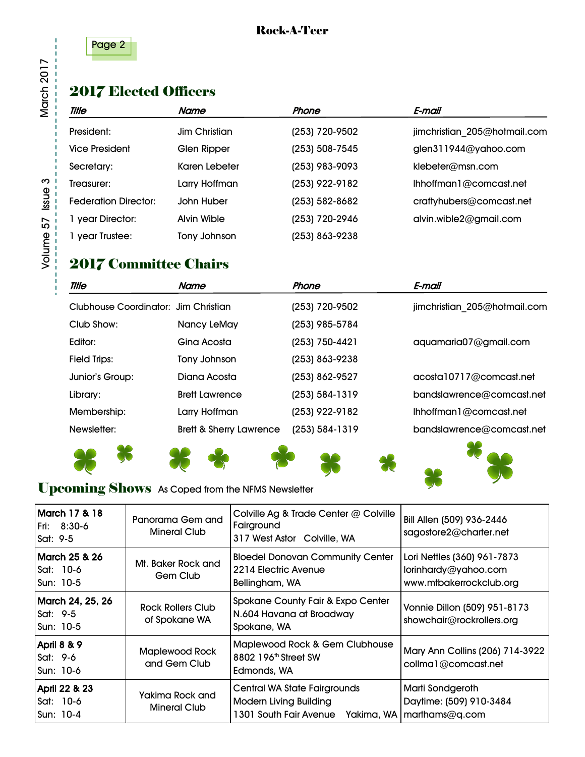## 2017 Elected Officers

| *Title* | *Name* | *Phone* | *E-mail* |
|---|---|---|---|
| President: | Jim Christian | (253) 720-9502 | jimchristian_205@hotmail.com |
| Vice President | Glen Ripper | (253) 508-7545 | glen311944@yahoo.com |
| Secretary: | Karen Lebeter | (253) 983-9093 | klebeter@msn.com |
| Treasurer: | Larry Hoffman | (253) 922-9182 | lhhoffman1@comcast.net |
| Federation Director: | John Huber | (253) 582-8682 | craftyhubers@comcast.net |
| 1 year Director: | Alvin Wible | (253) 720-2946 | alvin.wible2@gmail.com |
| 1 year Trustee: | Tony Johnson | (253) 863-9238 | |

## 2017 Committee Chairs

| *Title* | *Name* | *Phone* | *E-mail* |
|---|---|---|---|
| Clubhouse Coordinator: | Jim Christian | (253) 720-9502 | jimchristian_205@hotmail.com |
| Club Show: | Nancy LeMay | (253) 985-5784 | |
| Editor: | Gina Acosta | (253) 750-4421 | aquamaria07@gmail.com |
| Field Trips: | Tony Johnson | (253) 863-9238 | |
| Junior's Group: | Diana Acosta | (253) 862-9527 | acosta10717@comcast.net |
| Library: | Brett Lawrence | (253) 584-1319 | bandslawrence@comcast.net |
| Membership: | Larry Hoffman | (253) 922-9182 | lhhoffman1@comcast.net |
| Newsletter: | Brett & Sherry Lawrence | (253) 584-1319 | bandslawrence@comcast.net |

## Upcoming Shows

As Coped from the NFMS Newsletter

| Dates | Club | Location | Contact |
|---|---|---|---|
| **March 17 & 18**<br>Fri: 8:30-6<br>Sat: 9-5 | Panorama Gem and Mineral Club | Colville Ag & Trade Center @ Colville Fairground<br>317 West Astor Colville, WA | Bill Allen (509) 936-2446<br>sagostore2@charter.net |
| **March 25 & 26**<br>Sat: 10-6<br>Sun: 10-5 | Mt. Baker Rock and Gem Club | Bloedel Donovan Community Center<br>2214 Electric Avenue<br>Bellingham, WA | Lori Nettles (360) 961-7873<br>lorinhardy@yahoo.com<br>www.mtbakerrockclub.org |
| **March 24, 25, 26**<br>Sat: 9-5<br>Sun: 10-5 | Rock Rollers Club of Spokane WA | Spokane County Fair & Expo Center<br>N.604 Havana at Broadway<br>Spokane, WA | Vonnie Dillon (509) 951-8173<br>showchair@rockrollers.org |
| **April 8 & 9**<br>Sat: 9-6<br>Sun: 10-6 | Maplewood Rock and Gem Club | Maplewood Rock & Gem Clubhouse<br>8802 196th Street SW<br>Edmonds, WA | Mary Ann Collins (206) 714-3922<br>collma1@comcast.net |
| **April 22 & 23**<br>Sat: 10-6<br>Sun: 10-4 | Yakima Rock and Mineral Club | Central WA State Fairgrounds<br>Modern Living Building<br>1301 South Fair Avenue Yakima, WA | Marti Sondgeroth<br>Daytime: (509) 910-3484<br>marthams@q.com |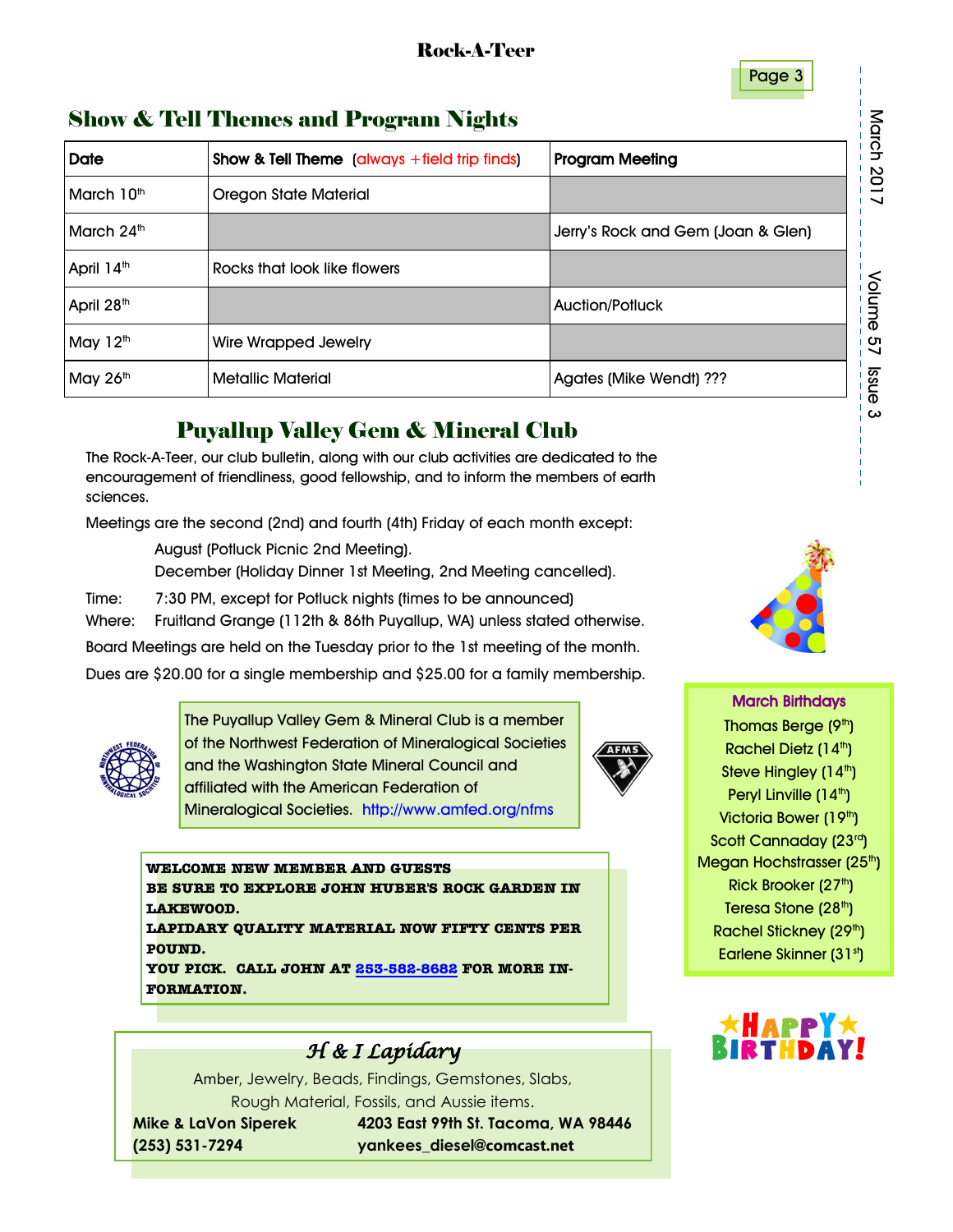## Show & Tell Themes and Program Nights

| Date | Show & Tell Theme (always +field trip finds) | Program Meeting |
|---|---|---|
| March 10th | Oregon State Material | |
| March 24th | | Jerry's Rock and Gem (Joan & Glen) |
| April 14th | Rocks that look like flowers | |
| April 28th | | Auction/Potluck |
| May 12th | Wire Wrapped Jewelry | |
| May 26th | Metallic Material | Agates (Mike Wendt) ??? |

## Puyallup Valley Gem & Mineral Club

The Rock-A-Teer, our club bulletin, along with our club activities are dedicated to the encouragement of friendliness, good fellowship, and to inform the members of earth sciences.

Meetings are the second (2nd) and fourth (4th) Friday of each month except:

August (Potluck Picnic 2nd Meeting).
December (Holiday Dinner 1st Meeting, 2nd Meeting cancelled).

Time: 7:30 PM, except for Potluck nights (times to be announced)
Where: Fruitland Grange (112th & 86th Puyallup, WA) unless stated otherwise.

Board Meetings are held on the Tuesday prior to the 1st meeting of the month.

Dues are $20.00 for a single membership and $25.00 for a family membership.

The Puyallup Valley Gem & Mineral Club is a member of the Northwest Federation of Mineralogical Societies and the Washington State Mineral Council and affiliated with the American Federation of Mineralogical Societies. http://www.amfed.org/nfms

**WELCOME NEW MEMBER AND GUESTS**
**BE SURE TO EXPLORE JOHN HUBER'S ROCK GARDEN IN LAKEWOOD.**
**LAPIDARY QUALITY MATERIAL NOW FIFTY CENTS PER POUND.**
**YOU PICK. CALL JOHN AT 253-582-8682 FOR MORE INFORMATION.**

### *H & I Lapidary*

Amber, Jewelry, Beads, Findings, Gemstones, Slabs, Rough Material, Fossils, and Aussie items.

**Mike & LaVon Siperek** — **4203 East 99th St. Tacoma, WA 98446**
**(253) 531-7294** — **yankees_diesel@comcast.net**

### March Birthdays

Thomas Berge (9th)
Rachel Dietz (14th)
Steve Hingley (14th)
Peryl Linville (14th)
Victoria Bower (19th)
Scott Cannaday (23rd)
Megan Hochstrasser (25th)
Rick Brooker (27th)
Teresa Stone (28th)
Rachel Stickney (29th)
Earlene Skinner (31st)

HAPPY BIRTHDAY!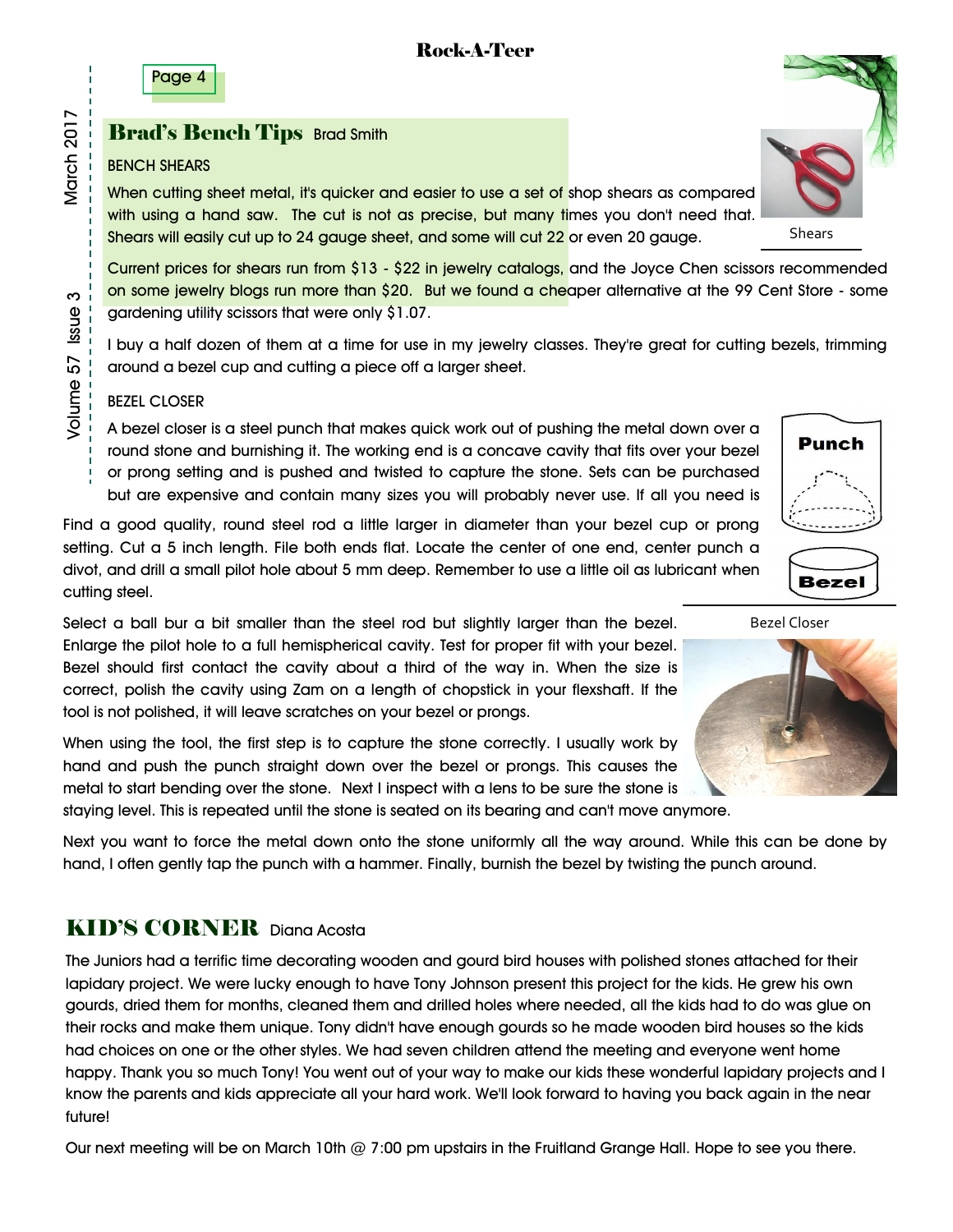## Brad's Bench Tips Brad Smith

BENCH SHEARS

When cutting sheet metal, it's quicker and easier to use a set of shop shears as compared with using a hand saw. The cut is not as precise, but many times you don't need that. Shears will easily cut up to 24 gauge sheet, and some will cut 22 or even 20 gauge.

Shears

Current prices for shears run from $13 - $22 in jewelry catalogs, and the Joyce Chen scissors recommended on some jewelry blogs run more than $20. But we found a cheaper alternative at the 99 Cent Store - some gardening utility scissors that were only $1.07.

I buy a half dozen of them at a time for use in my jewelry classes. They're great for cutting bezels, trimming around a bezel cup and cutting a piece off a larger sheet.

BEZEL CLOSER

A bezel closer is a steel punch that makes quick work out of pushing the metal down over a round stone and burnishing it. The working end is a concave cavity that fits over your bezel or prong setting and is pushed and twisted to capture the stone. Sets can be purchased but are expensive and contain many sizes you will probably never use. If all you need is

Find a good quality, round steel rod a little larger in diameter than your bezel cup or prong setting. Cut a 5 inch length. File both ends flat. Locate the center of one end, center punch a divot, and drill a small pilot hole about 5 mm deep. Remember to use a little oil as lubricant when cutting steel.

Punch

Bezel

Bezel Closer

Select a ball bur a bit smaller than the steel rod but slightly larger than the bezel. Enlarge the pilot hole to a full hemispherical cavity. Test for proper fit with your bezel. Bezel should first contact the cavity about a third of the way in. When the size is correct, polish the cavity using Zam on a length of chopstick in your flexshaft. If the tool is not polished, it will leave scratches on your bezel or prongs.

When using the tool, the first step is to capture the stone correctly. I usually work by hand and push the punch straight down over the bezel or prongs. This causes the metal to start bending over the stone. Next I inspect with a lens to be sure the stone is staying level. This is repeated until the stone is seated on its bearing and can't move anymore.

Next you want to force the metal down onto the stone uniformly all the way around. While this can be done by hand, I often gently tap the punch with a hammer. Finally, burnish the bezel by twisting the punch around.

## KID'S CORNER Diana Acosta

The Juniors had a terrific time decorating wooden and gourd bird houses with polished stones attached for their lapidary project. We were lucky enough to have Tony Johnson present this project for the kids. He grew his own gourds, dried them for months, cleaned them and drilled holes where needed, all the kids had to do was glue on their rocks and make them unique. Tony didn't have enough gourds so he made wooden bird houses so the kids had choices on one or the other styles. We had seven children attend the meeting and everyone went home happy. Thank you so much Tony! You went out of your way to make our kids these wonderful lapidary projects and I know the parents and kids appreciate all your hard work. We'll look forward to having you back again in the near future!

Our next meeting will be on March 10th @ 7:00 pm upstairs in the Fruitland Grange Hall. Hope to see you there.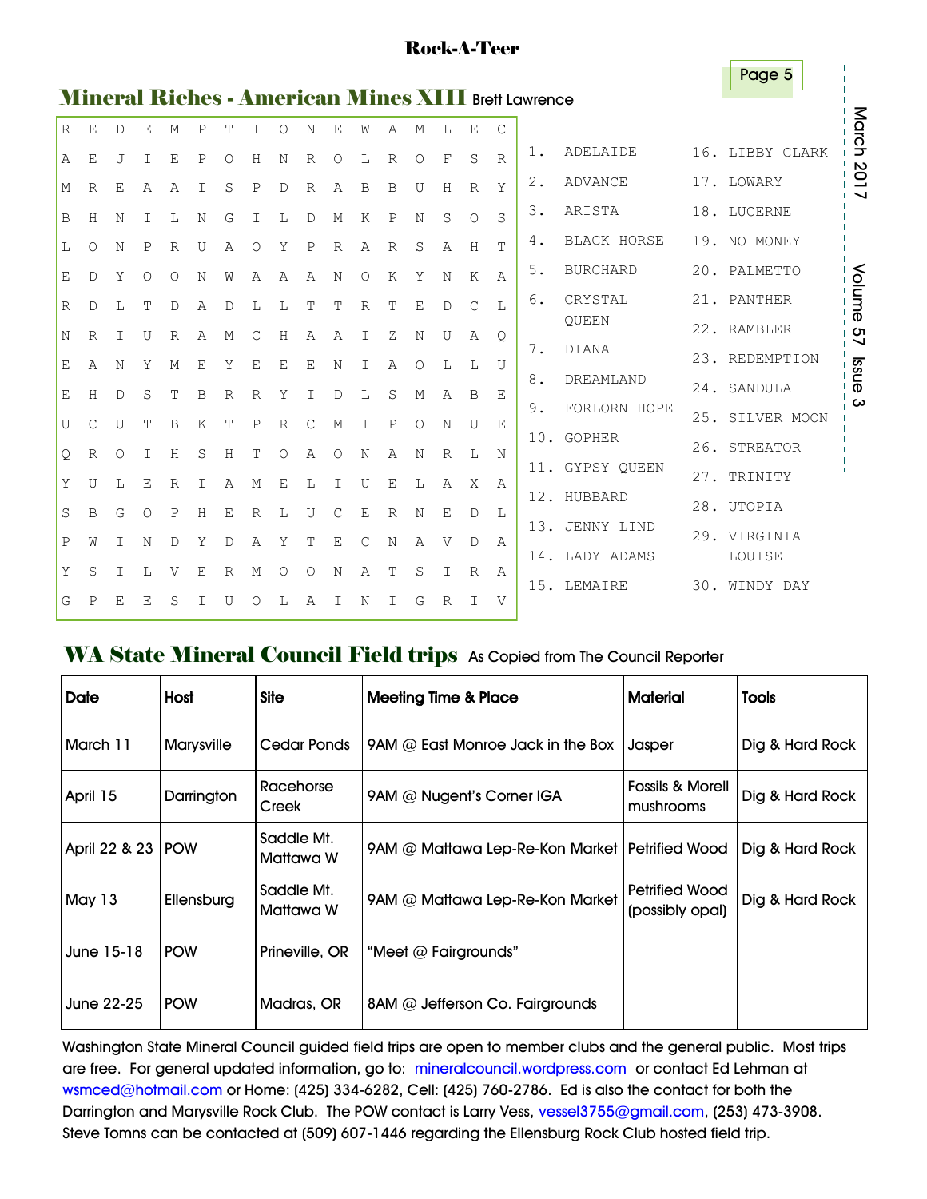## Mineral Riches - American Mines XIII

Brett Lawrence

```
R E D E M P T I O N E W A M L E C
A E J I E P O H N R O L R O F S R
M R E A A I S P D R A B B U H R Y
B H N I L N G I L D M K P N S O S
L O N P R U A O Y P R A R S A H T
E D Y O O N W A A A N O K Y N K A
R D L T D A D L L T T R T E D C L
N R I U R A M C H A A I Z N U A Q
E A N Y M E Y E E E N I A O L L U
E H D S T B R R Y I D L S M A B E
U C U T B K T P R C M I P O N U E
Q R O I H S H T O A O N A N R L N
Y U L E R I A M E L I U E L A X A
S B G O P H E R L U C E R N E D L
P W I N D Y D A Y T E C N A V D A
Y S I L V E R M O O N A T S I R A
G P E E S I U O L A I N I G R I V
```

1. ADELAIDE
2. ADVANCE
3. ARISTA
4. BLACK HORSE
5. BURCHARD
6. CRYSTAL QUEEN
7. DIANA
8. DREAMLAND
9. FORLORN HOPE
10. GOPHER
11. GYPSY QUEEN
12. HUBBARD
13. JENNY LIND
14. LADY ADAMS
15. LEMAIRE
16. LIBBY CLARK
17. LOWARY
18. LUCERNE
19. NO MONEY
20. PALMETTO
21. PANTHER
22. RAMBLER
23. REDEMPTION
24. SANDULA
25. SILVER MOON
26. STREATOR
27. TRINITY
28. UTOPIA
29. VIRGINIA LOUISE
30. WINDY DAY

## WA State Mineral Council Field trips

As Copied from The Council Reporter

| Date | Host | Site | Meeting Time & Place | Material | Tools |
|---|---|---|---|---|---|
| March 11 | Marysville | Cedar Ponds | 9AM @ East Monroe Jack in the Box | Jasper | Dig & Hard Rock |
| April 15 | Darrington | Racehorse Creek | 9AM @ Nugent's Corner IGA | Fossils & Morell mushrooms | Dig & Hard Rock |
| April 22 & 23 | POW | Saddle Mt. Mattawa W | 9AM @ Mattawa Lep-Re-Kon Market | Petrified Wood | Dig & Hard Rock |
| May 13 | Ellensburg | Saddle Mt. Mattawa W | 9AM @ Mattawa Lep-Re-Kon Market | Petrified Wood (possibly opal) | Dig & Hard Rock |
| June 15-18 | POW | Prineville, OR | "Meet @ Fairgrounds" | | |
| June 22-25 | POW | Madras, OR | 8AM @ Jefferson Co. Fairgrounds | | |

Washington State Mineral Council guided field trips are open to member clubs and the general public. Most trips are free. For general updated information, go to: mineralcouncil.wordpress.com or contact Ed Lehman at wsmced@hotmail.com or Home: (425) 334-6282, Cell: (425) 760-2786. Ed is also the contact for both the Darrington and Marysville Rock Club. The POW contact is Larry Vess, vessel3755@gmail.com, (253) 473-3908. Steve Tomns can be contacted at (509) 607-1446 regarding the Ellensburg Rock Club hosted field trip.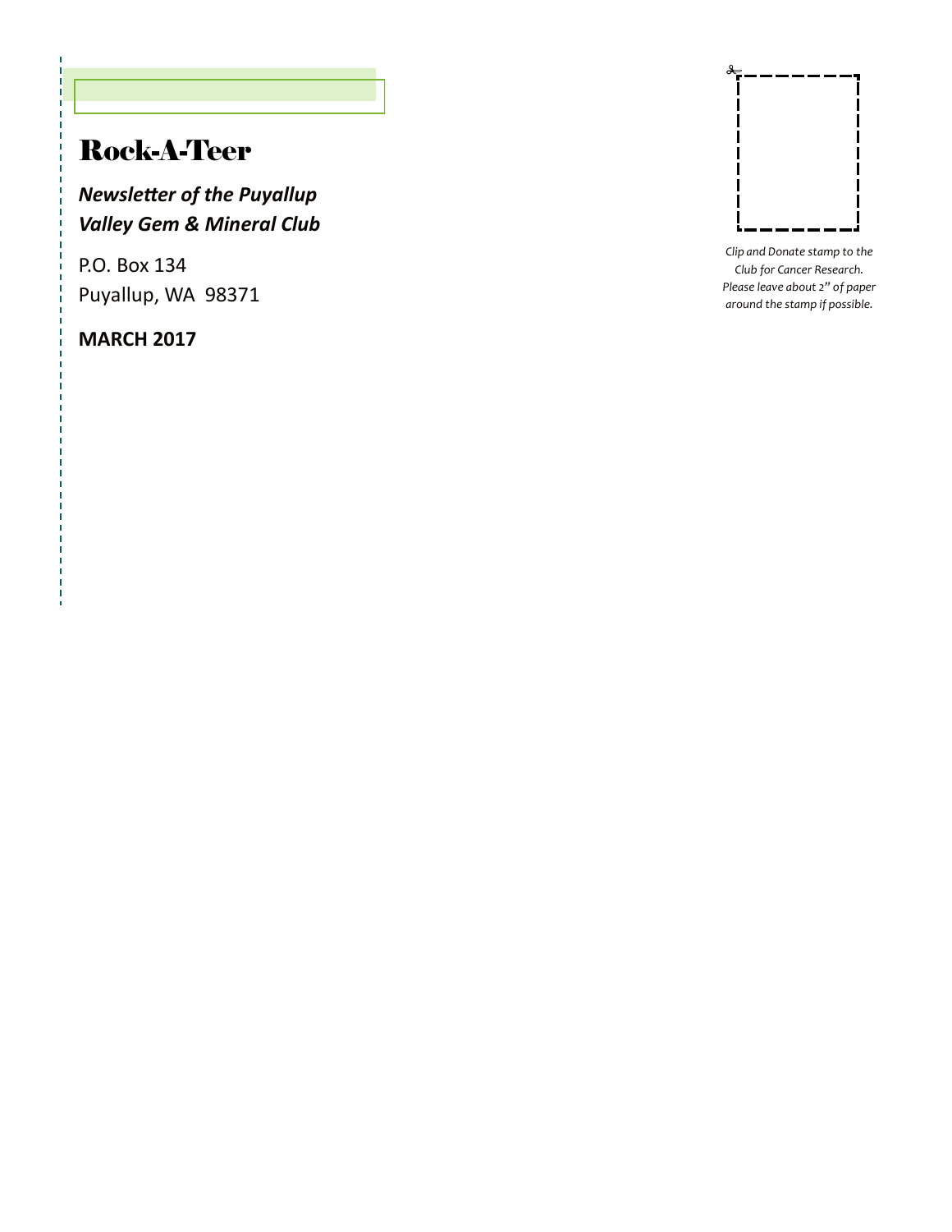# Rock-A-Teer

***Newsletter of the Puyallup Valley Gem & Mineral Club***

P.O. Box 134
Puyallup, WA 98371

**MARCH 2017**

*Clip and Donate stamp to the Club for Cancer Research. Please leave about 2" of paper around the stamp if possible.*